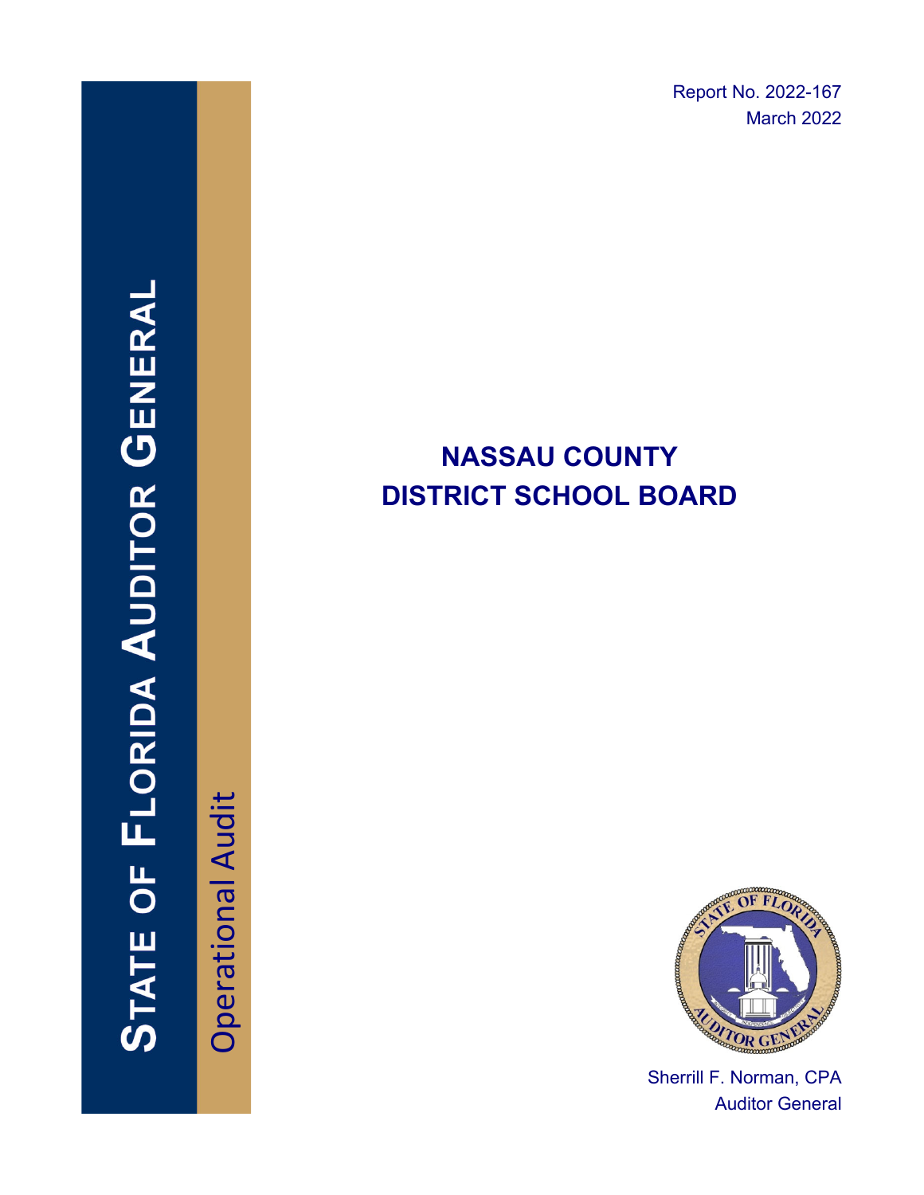Report No. 2022-167
March 2022

# STATE OF FLORIDA AUDITOR GENERAL

Operational Audit

# NASSAU COUNTY DISTRICT SCHOOL BOARD

Sherrill F. Norman, CPA
Auditor General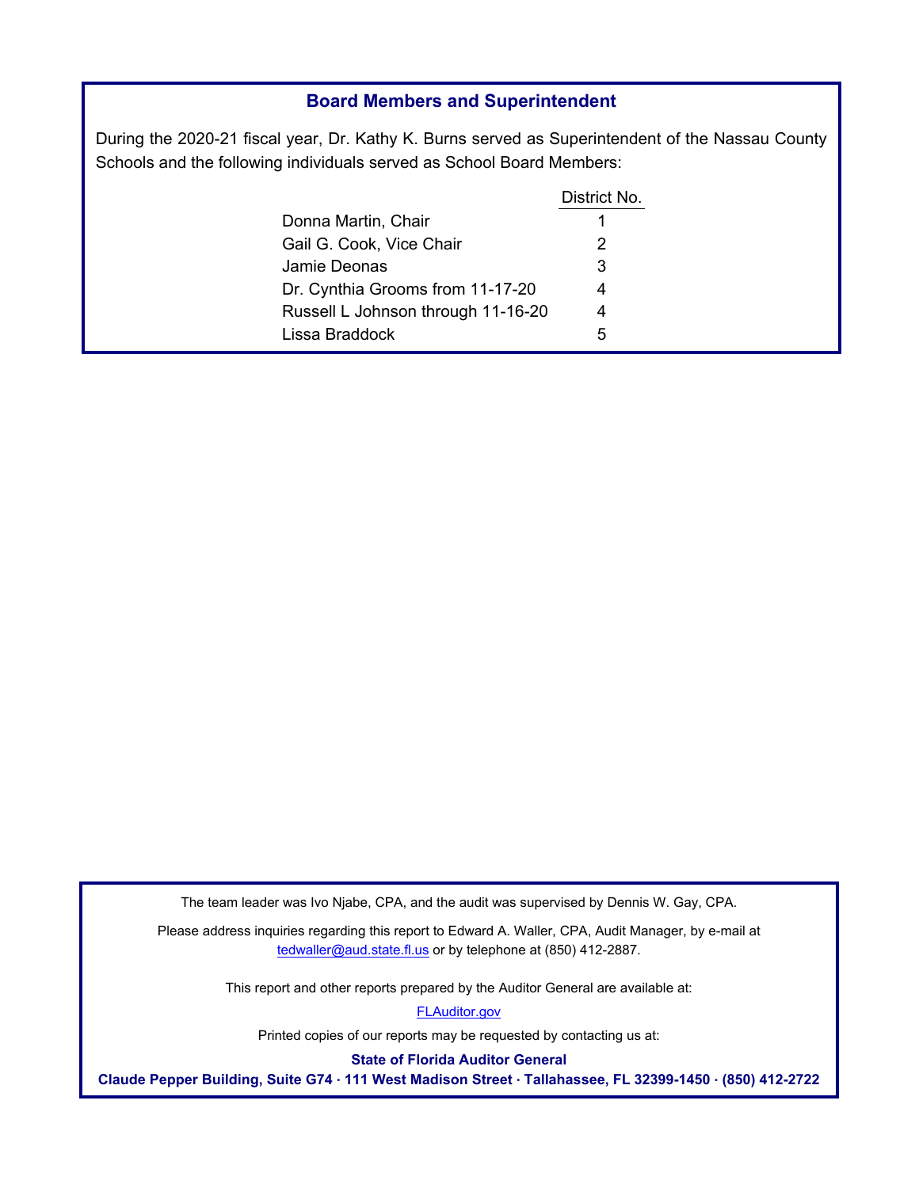## Board Members and Superintendent

During the 2020-21 fiscal year, Dr. Kathy K. Burns served as Superintendent of the Nassau County Schools and the following individuals served as School Board Members:

| | District No. |
|---|---|
| Donna Martin, Chair | 1 |
| Gail G. Cook, Vice Chair | 2 |
| Jamie Deonas | 3 |
| Dr. Cynthia Grooms from 11-17-20 | 4 |
| Russell L Johnson through 11-16-20 | 4 |
| Lissa Braddock | 5 |

The team leader was Ivo Njabe, CPA, and the audit was supervised by Dennis W. Gay, CPA.

Please address inquiries regarding this report to Edward A. Waller, CPA, Audit Manager, by e-mail at tedwaller@aud.state.fl.us or by telephone at (850) 412-2887.

This report and other reports prepared by the Auditor General are available at:

FLAuditor.gov

Printed copies of our reports may be requested by contacting us at:

**State of Florida Auditor General**

**Claude Pepper Building, Suite G74 · 111 West Madison Street · Tallahassee, FL 32399-1450 · (850) 412-2722**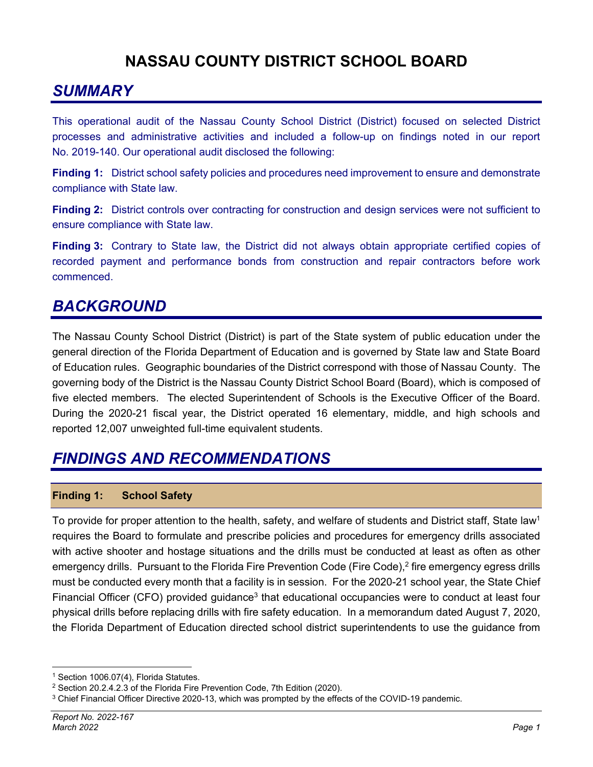# NASSAU COUNTY DISTRICT SCHOOL BOARD

## SUMMARY

This operational audit of the Nassau County School District (District) focused on selected District processes and administrative activities and included a follow-up on findings noted in our report No. 2019-140. Our operational audit disclosed the following:

**Finding 1:** District school safety policies and procedures need improvement to ensure and demonstrate compliance with State law.

**Finding 2:** District controls over contracting for construction and design services were not sufficient to ensure compliance with State law.

**Finding 3:** Contrary to State law, the District did not always obtain appropriate certified copies of recorded payment and performance bonds from construction and repair contractors before work commenced.

## BACKGROUND

The Nassau County School District (District) is part of the State system of public education under the general direction of the Florida Department of Education and is governed by State law and State Board of Education rules. Geographic boundaries of the District correspond with those of Nassau County. The governing body of the District is the Nassau County District School Board (Board), which is composed of five elected members. The elected Superintendent of Schools is the Executive Officer of the Board. During the 2020-21 fiscal year, the District operated 16 elementary, middle, and high schools and reported 12,007 unweighted full-time equivalent students.

## FINDINGS AND RECOMMENDATIONS

### Finding 1: School Safety

To provide for proper attention to the health, safety, and welfare of students and District staff, State law[1] requires the Board to formulate and prescribe policies and procedures for emergency drills associated with active shooter and hostage situations and the drills must be conducted at least as often as other emergency drills. Pursuant to the Florida Fire Prevention Code (Fire Code),[2] fire emergency egress drills must be conducted every month that a facility is in session. For the 2020-21 school year, the State Chief Financial Officer (CFO) provided guidance[3] that educational occupancies were to conduct at least four physical drills before replacing drills with fire safety education. In a memorandum dated August 7, 2020, the Florida Department of Education directed school district superintendents to use the guidance from

---

[1] Section 1006.07(4), Florida Statutes.

[2] Section 20.2.4.2.3 of the Florida Fire Prevention Code, 7th Edition (2020).

[3] Chief Financial Officer Directive 2020-13, which was prompted by the effects of the COVID-19 pandemic.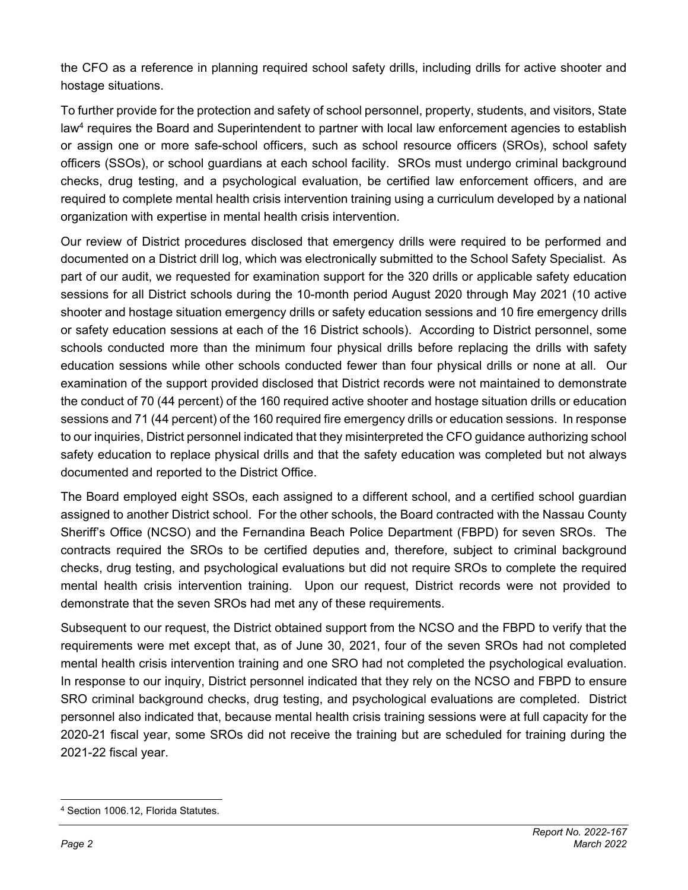the CFO as a reference in planning required school safety drills, including drills for active shooter and hostage situations.

To further provide for the protection and safety of school personnel, property, students, and visitors, State law[4] requires the Board and Superintendent to partner with local law enforcement agencies to establish or assign one or more safe-school officers, such as school resource officers (SROs), school safety officers (SSOs), or school guardians at each school facility. SROs must undergo criminal background checks, drug testing, and a psychological evaluation, be certified law enforcement officers, and are required to complete mental health crisis intervention training using a curriculum developed by a national organization with expertise in mental health crisis intervention.

Our review of District procedures disclosed that emergency drills were required to be performed and documented on a District drill log, which was electronically submitted to the School Safety Specialist. As part of our audit, we requested for examination support for the 320 drills or applicable safety education sessions for all District schools during the 10-month period August 2020 through May 2021 (10 active shooter and hostage situation emergency drills or safety education sessions and 10 fire emergency drills or safety education sessions at each of the 16 District schools). According to District personnel, some schools conducted more than the minimum four physical drills before replacing the drills with safety education sessions while other schools conducted fewer than four physical drills or none at all. Our examination of the support provided disclosed that District records were not maintained to demonstrate the conduct of 70 (44 percent) of the 160 required active shooter and hostage situation drills or education sessions and 71 (44 percent) of the 160 required fire emergency drills or education sessions. In response to our inquiries, District personnel indicated that they misinterpreted the CFO guidance authorizing school safety education to replace physical drills and that the safety education was completed but not always documented and reported to the District Office.

The Board employed eight SSOs, each assigned to a different school, and a certified school guardian assigned to another District school. For the other schools, the Board contracted with the Nassau County Sheriff's Office (NCSO) and the Fernandina Beach Police Department (FBPD) for seven SROs. The contracts required the SROs to be certified deputies and, therefore, subject to criminal background checks, drug testing, and psychological evaluations but did not require SROs to complete the required mental health crisis intervention training. Upon our request, District records were not provided to demonstrate that the seven SROs had met any of these requirements.

Subsequent to our request, the District obtained support from the NCSO and the FBPD to verify that the requirements were met except that, as of June 30, 2021, four of the seven SROs had not completed mental health crisis intervention training and one SRO had not completed the psychological evaluation. In response to our inquiry, District personnel indicated that they rely on the NCSO and FBPD to ensure SRO criminal background checks, drug testing, and psychological evaluations are completed. District personnel also indicated that, because mental health crisis training sessions were at full capacity for the 2020-21 fiscal year, some SROs did not receive the training but are scheduled for training during the 2021-22 fiscal year.

[4] Section 1006.12, Florida Statutes.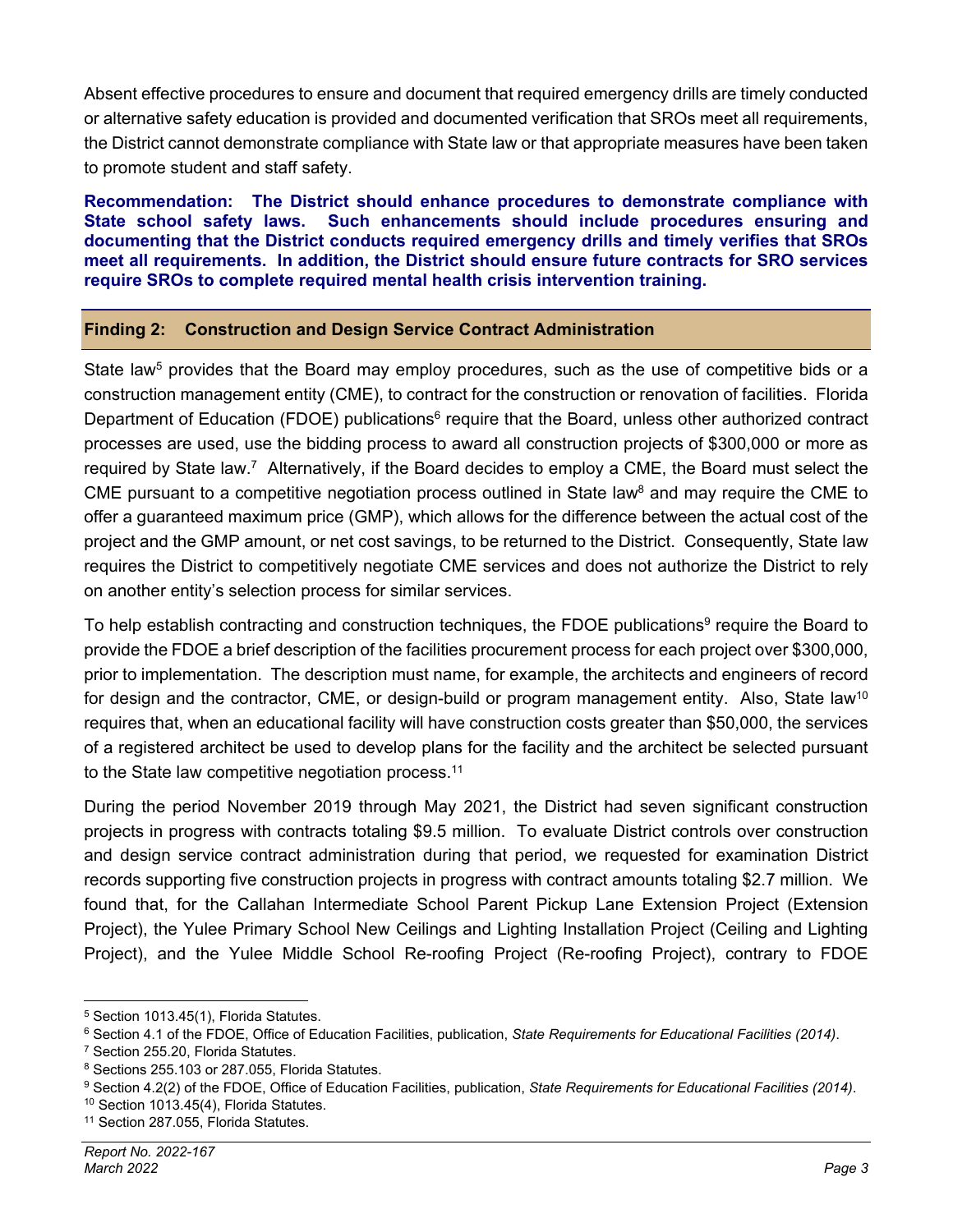Absent effective procedures to ensure and document that required emergency drills are timely conducted or alternative safety education is provided and documented verification that SROs meet all requirements, the District cannot demonstrate compliance with State law or that appropriate measures have been taken to promote student and staff safety.

**Recommendation: The District should enhance procedures to demonstrate compliance with State school safety laws. Such enhancements should include procedures ensuring and documenting that the District conducts required emergency drills and timely verifies that SROs meet all requirements. In addition, the District should ensure future contracts for SRO services require SROs to complete required mental health crisis intervention training.**

## Finding 2: Construction and Design Service Contract Administration

State law[5] provides that the Board may employ procedures, such as the use of competitive bids or a construction management entity (CME), to contract for the construction or renovation of facilities. Florida Department of Education (FDOE) publications[6] require that the Board, unless other authorized contract processes are used, use the bidding process to award all construction projects of $300,000 or more as required by State law.[7] Alternatively, if the Board decides to employ a CME, the Board must select the CME pursuant to a competitive negotiation process outlined in State law[8] and may require the CME to offer a guaranteed maximum price (GMP), which allows for the difference between the actual cost of the project and the GMP amount, or net cost savings, to be returned to the District. Consequently, State law requires the District to competitively negotiate CME services and does not authorize the District to rely on another entity's selection process for similar services.

To help establish contracting and construction techniques, the FDOE publications[9] require the Board to provide the FDOE a brief description of the facilities procurement process for each project over $300,000, prior to implementation. The description must name, for example, the architects and engineers of record for design and the contractor, CME, or design-build or program management entity. Also, State law[10] requires that, when an educational facility will have construction costs greater than $50,000, the services of a registered architect be used to develop plans for the facility and the architect be selected pursuant to the State law competitive negotiation process.[11]

During the period November 2019 through May 2021, the District had seven significant construction projects in progress with contracts totaling $9.5 million. To evaluate District controls over construction and design service contract administration during that period, we requested for examination District records supporting five construction projects in progress with contract amounts totaling $2.7 million. We found that, for the Callahan Intermediate School Parent Pickup Lane Extension Project (Extension Project), the Yulee Primary School New Ceilings and Lighting Installation Project (Ceiling and Lighting Project), and the Yulee Middle School Re-roofing Project (Re-roofing Project), contrary to FDOE

[5] Section 1013.45(1), Florida Statutes.

[6] Section 4.1 of the FDOE, Office of Education Facilities, publication, *State Requirements for Educational Facilities (2014)*.

[7] Section 255.20, Florida Statutes.

[8] Sections 255.103 or 287.055, Florida Statutes.

[9] Section 4.2(2) of the FDOE, Office of Education Facilities, publication, *State Requirements for Educational Facilities (2014)*.

[10] Section 1013.45(4), Florida Statutes.

[11] Section 287.055, Florida Statutes.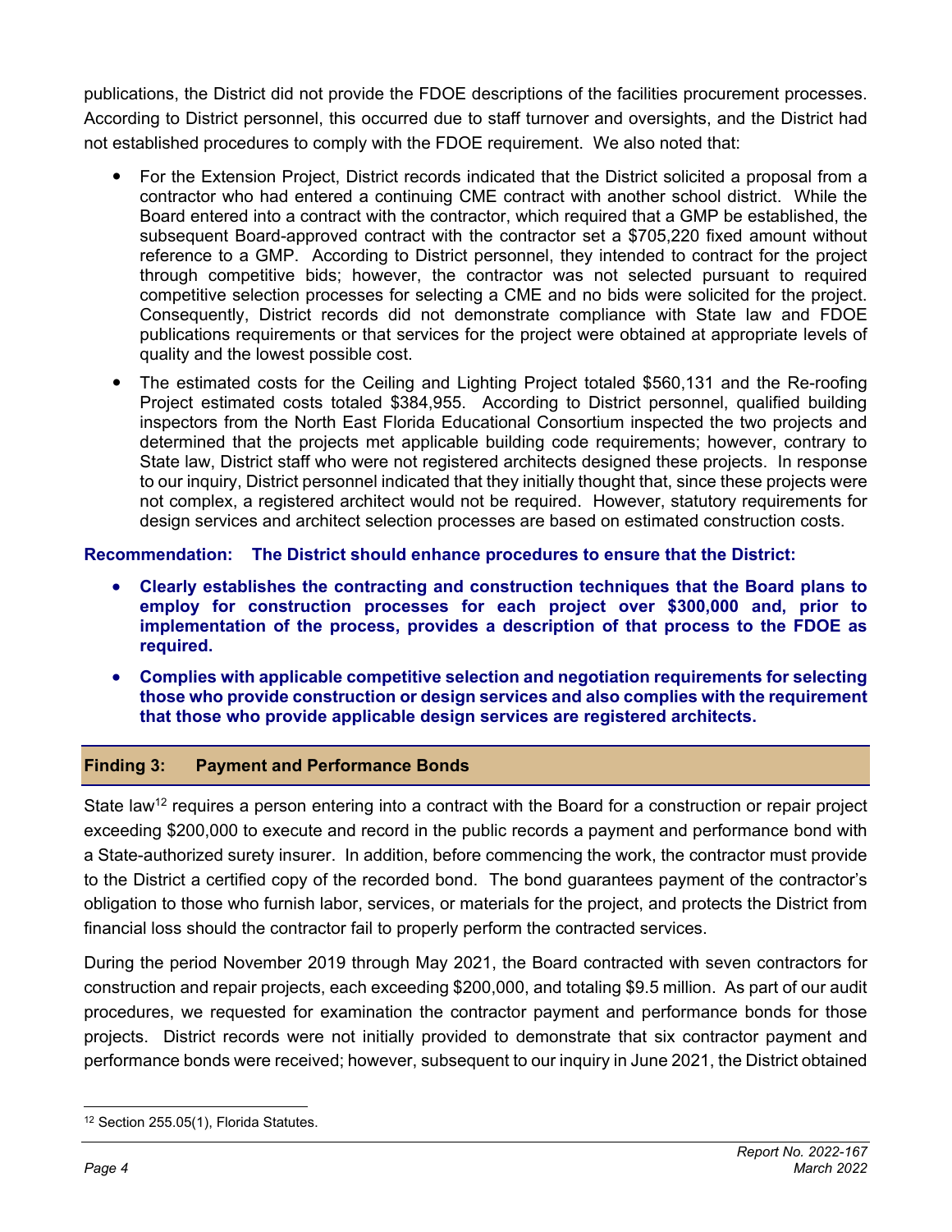publications, the District did not provide the FDOE descriptions of the facilities procurement processes. According to District personnel, this occurred due to staff turnover and oversights, and the District had not established procedures to comply with the FDOE requirement. We also noted that:

- For the Extension Project, District records indicated that the District solicited a proposal from a contractor who had entered a continuing CME contract with another school district. While the Board entered into a contract with the contractor, which required that a GMP be established, the subsequent Board-approved contract with the contractor set a $705,220 fixed amount without reference to a GMP. According to District personnel, they intended to contract for the project through competitive bids; however, the contractor was not selected pursuant to required competitive selection processes for selecting a CME and no bids were solicited for the project. Consequently, District records did not demonstrate compliance with State law and FDOE publications requirements or that services for the project were obtained at appropriate levels of quality and the lowest possible cost.
- The estimated costs for the Ceiling and Lighting Project totaled $560,131 and the Re-roofing Project estimated costs totaled $384,955. According to District personnel, qualified building inspectors from the North East Florida Educational Consortium inspected the two projects and determined that the projects met applicable building code requirements; however, contrary to State law, District staff who were not registered architects designed these projects. In response to our inquiry, District personnel indicated that they initially thought that, since these projects were not complex, a registered architect would not be required. However, statutory requirements for design services and architect selection processes are based on estimated construction costs.

**Recommendation: The District should enhance procedures to ensure that the District:**

- **Clearly establishes the contracting and construction techniques that the Board plans to employ for construction processes for each project over $300,000 and, prior to implementation of the process, provides a description of that process to the FDOE as required.**
- **Complies with applicable competitive selection and negotiation requirements for selecting those who provide construction or design services and also complies with the requirement that those who provide applicable design services are registered architects.**

## Finding 3: Payment and Performance Bonds

State law[12] requires a person entering into a contract with the Board for a construction or repair project exceeding $200,000 to execute and record in the public records a payment and performance bond with a State-authorized surety insurer. In addition, before commencing the work, the contractor must provide to the District a certified copy of the recorded bond. The bond guarantees payment of the contractor's obligation to those who furnish labor, services, or materials for the project, and protects the District from financial loss should the contractor fail to properly perform the contracted services.

During the period November 2019 through May 2021, the Board contracted with seven contractors for construction and repair projects, each exceeding $200,000, and totaling $9.5 million. As part of our audit procedures, we requested for examination the contractor payment and performance bonds for those projects. District records were not initially provided to demonstrate that six contractor payment and performance bonds were received; however, subsequent to our inquiry in June 2021, the District obtained

---

[12] Section 255.05(1), Florida Statutes.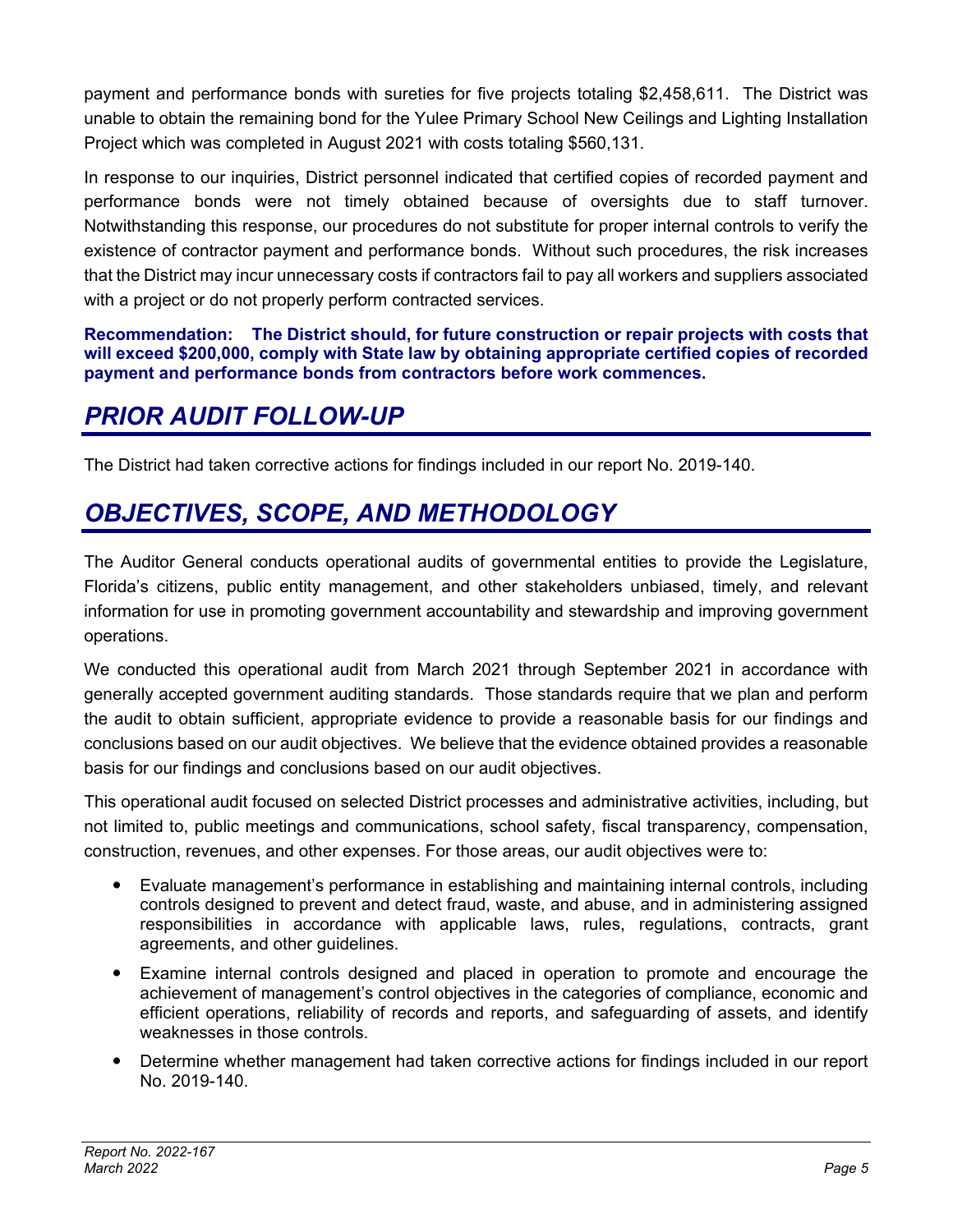payment and performance bonds with sureties for five projects totaling $2,458,611. The District was unable to obtain the remaining bond for the Yulee Primary School New Ceilings and Lighting Installation Project which was completed in August 2021 with costs totaling $560,131.

In response to our inquiries, District personnel indicated that certified copies of recorded payment and performance bonds were not timely obtained because of oversights due to staff turnover. Notwithstanding this response, our procedures do not substitute for proper internal controls to verify the existence of contractor payment and performance bonds. Without such procedures, the risk increases that the District may incur unnecessary costs if contractors fail to pay all workers and suppliers associated with a project or do not properly perform contracted services.

**Recommendation: The District should, for future construction or repair projects with costs that will exceed $200,000, comply with State law by obtaining appropriate certified copies of recorded payment and performance bonds from contractors before work commences.**

## *PRIOR AUDIT FOLLOW-UP*

The District had taken corrective actions for findings included in our report No. 2019-140.

## *OBJECTIVES, SCOPE, AND METHODOLOGY*

The Auditor General conducts operational audits of governmental entities to provide the Legislature, Florida's citizens, public entity management, and other stakeholders unbiased, timely, and relevant information for use in promoting government accountability and stewardship and improving government operations.

We conducted this operational audit from March 2021 through September 2021 in accordance with generally accepted government auditing standards. Those standards require that we plan and perform the audit to obtain sufficient, appropriate evidence to provide a reasonable basis for our findings and conclusions based on our audit objectives. We believe that the evidence obtained provides a reasonable basis for our findings and conclusions based on our audit objectives.

This operational audit focused on selected District processes and administrative activities, including, but not limited to, public meetings and communications, school safety, fiscal transparency, compensation, construction, revenues, and other expenses. For those areas, our audit objectives were to:

- Evaluate management's performance in establishing and maintaining internal controls, including controls designed to prevent and detect fraud, waste, and abuse, and in administering assigned responsibilities in accordance with applicable laws, rules, regulations, contracts, grant agreements, and other guidelines.
- Examine internal controls designed and placed in operation to promote and encourage the achievement of management's control objectives in the categories of compliance, economic and efficient operations, reliability of records and reports, and safeguarding of assets, and identify weaknesses in those controls.
- Determine whether management had taken corrective actions for findings included in our report No. 2019-140.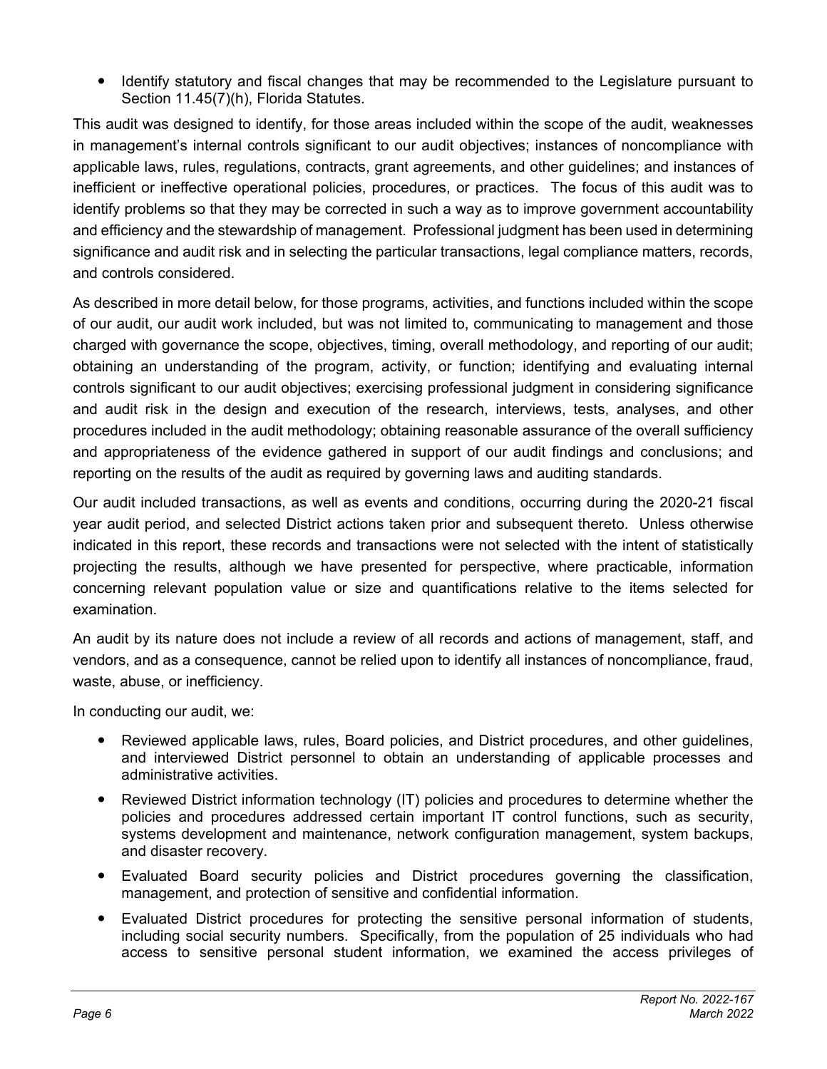- Identify statutory and fiscal changes that may be recommended to the Legislature pursuant to Section 11.45(7)(h), Florida Statutes.

This audit was designed to identify, for those areas included within the scope of the audit, weaknesses in management's internal controls significant to our audit objectives; instances of noncompliance with applicable laws, rules, regulations, contracts, grant agreements, and other guidelines; and instances of inefficient or ineffective operational policies, procedures, or practices. The focus of this audit was to identify problems so that they may be corrected in such a way as to improve government accountability and efficiency and the stewardship of management. Professional judgment has been used in determining significance and audit risk and in selecting the particular transactions, legal compliance matters, records, and controls considered.

As described in more detail below, for those programs, activities, and functions included within the scope of our audit, our audit work included, but was not limited to, communicating to management and those charged with governance the scope, objectives, timing, overall methodology, and reporting of our audit; obtaining an understanding of the program, activity, or function; identifying and evaluating internal controls significant to our audit objectives; exercising professional judgment in considering significance and audit risk in the design and execution of the research, interviews, tests, analyses, and other procedures included in the audit methodology; obtaining reasonable assurance of the overall sufficiency and appropriateness of the evidence gathered in support of our audit findings and conclusions; and reporting on the results of the audit as required by governing laws and auditing standards.

Our audit included transactions, as well as events and conditions, occurring during the 2020-21 fiscal year audit period, and selected District actions taken prior and subsequent thereto. Unless otherwise indicated in this report, these records and transactions were not selected with the intent of statistically projecting the results, although we have presented for perspective, where practicable, information concerning relevant population value or size and quantifications relative to the items selected for examination.

An audit by its nature does not include a review of all records and actions of management, staff, and vendors, and as a consequence, cannot be relied upon to identify all instances of noncompliance, fraud, waste, abuse, or inefficiency.

In conducting our audit, we:

- Reviewed applicable laws, rules, Board policies, and District procedures, and other guidelines, and interviewed District personnel to obtain an understanding of applicable processes and administrative activities.
- Reviewed District information technology (IT) policies and procedures to determine whether the policies and procedures addressed certain important IT control functions, such as security, systems development and maintenance, network configuration management, system backups, and disaster recovery.
- Evaluated Board security policies and District procedures governing the classification, management, and protection of sensitive and confidential information.
- Evaluated District procedures for protecting the sensitive personal information of students, including social security numbers. Specifically, from the population of 25 individuals who had access to sensitive personal student information, we examined the access privileges of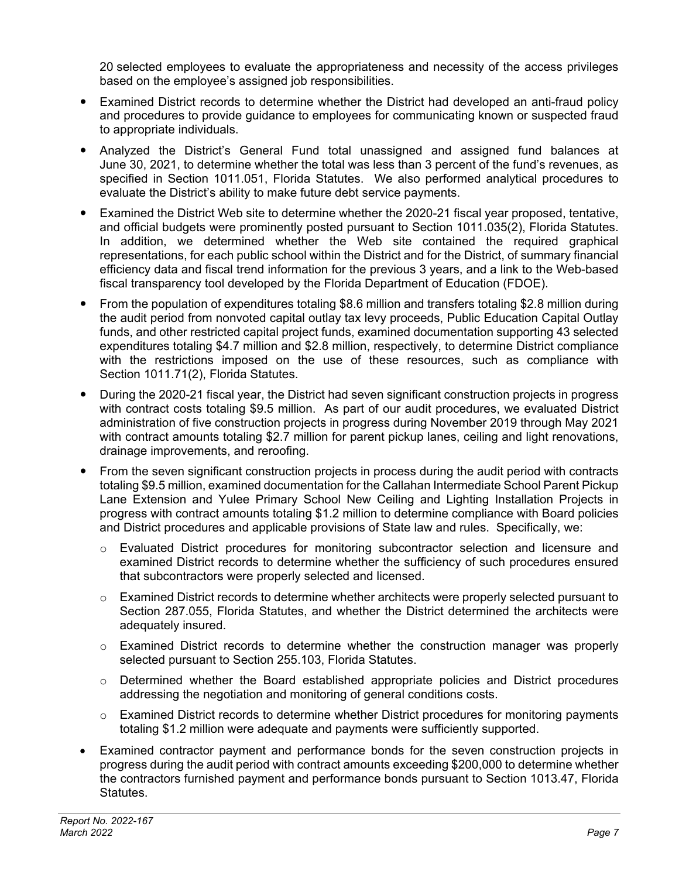20 selected employees to evaluate the appropriateness and necessity of the access privileges based on the employee's assigned job responsibilities.

- Examined District records to determine whether the District had developed an anti-fraud policy and procedures to provide guidance to employees for communicating known or suspected fraud to appropriate individuals.
- Analyzed the District's General Fund total unassigned and assigned fund balances at June 30, 2021, to determine whether the total was less than 3 percent of the fund's revenues, as specified in Section 1011.051, Florida Statutes. We also performed analytical procedures to evaluate the District's ability to make future debt service payments.
- Examined the District Web site to determine whether the 2020-21 fiscal year proposed, tentative, and official budgets were prominently posted pursuant to Section 1011.035(2), Florida Statutes. In addition, we determined whether the Web site contained the required graphical representations, for each public school within the District and for the District, of summary financial efficiency data and fiscal trend information for the previous 3 years, and a link to the Web-based fiscal transparency tool developed by the Florida Department of Education (FDOE).
- From the population of expenditures totaling $8.6 million and transfers totaling $2.8 million during the audit period from nonvoted capital outlay tax levy proceeds, Public Education Capital Outlay funds, and other restricted capital project funds, examined documentation supporting 43 selected expenditures totaling $4.7 million and $2.8 million, respectively, to determine District compliance with the restrictions imposed on the use of these resources, such as compliance with Section 1011.71(2), Florida Statutes.
- During the 2020-21 fiscal year, the District had seven significant construction projects in progress with contract costs totaling $9.5 million. As part of our audit procedures, we evaluated District administration of five construction projects in progress during November 2019 through May 2021 with contract amounts totaling $2.7 million for parent pickup lanes, ceiling and light renovations, drainage improvements, and reroofing.
- From the seven significant construction projects in process during the audit period with contracts totaling $9.5 million, examined documentation for the Callahan Intermediate School Parent Pickup Lane Extension and Yulee Primary School New Ceiling and Lighting Installation Projects in progress with contract amounts totaling $1.2 million to determine compliance with Board policies and District procedures and applicable provisions of State law and rules. Specifically, we:
  - Evaluated District procedures for monitoring subcontractor selection and licensure and examined District records to determine whether the sufficiency of such procedures ensured that subcontractors were properly selected and licensed.
  - Examined District records to determine whether architects were properly selected pursuant to Section 287.055, Florida Statutes, and whether the District determined the architects were adequately insured.
  - Examined District records to determine whether the construction manager was properly selected pursuant to Section 255.103, Florida Statutes.
  - Determined whether the Board established appropriate policies and District procedures addressing the negotiation and monitoring of general conditions costs.
  - Examined District records to determine whether District procedures for monitoring payments totaling $1.2 million were adequate and payments were sufficiently supported.
- Examined contractor payment and performance bonds for the seven construction projects in progress during the audit period with contract amounts exceeding $200,000 to determine whether the contractors furnished payment and performance bonds pursuant to Section 1013.47, Florida Statutes.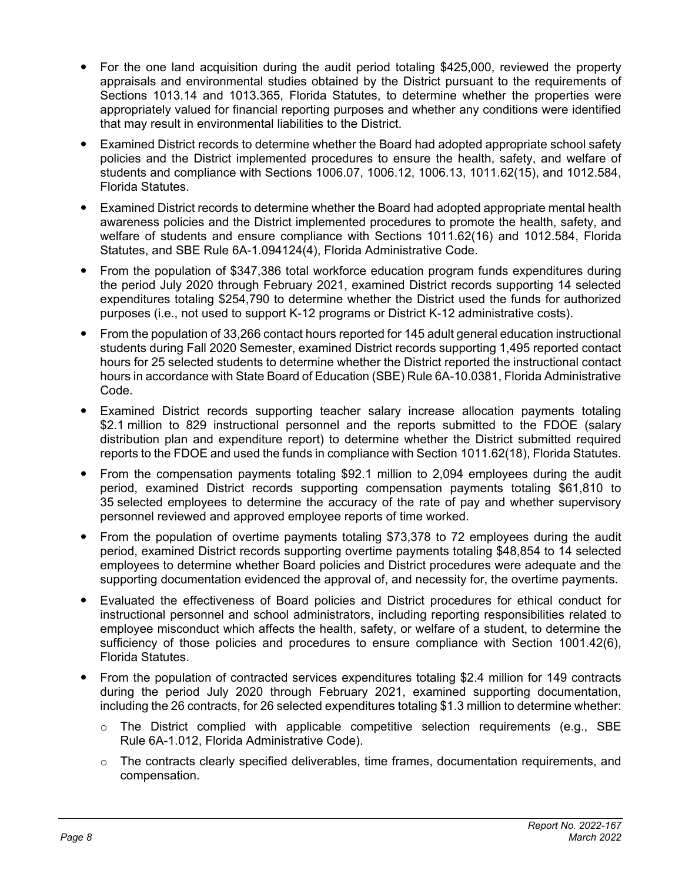- For the one land acquisition during the audit period totaling $425,000, reviewed the property appraisals and environmental studies obtained by the District pursuant to the requirements of Sections 1013.14 and 1013.365, Florida Statutes, to determine whether the properties were appropriately valued for financial reporting purposes and whether any conditions were identified that may result in environmental liabilities to the District.
- Examined District records to determine whether the Board had adopted appropriate school safety policies and the District implemented procedures to ensure the health, safety, and welfare of students and compliance with Sections 1006.07, 1006.12, 1006.13, 1011.62(15), and 1012.584, Florida Statutes.
- Examined District records to determine whether the Board had adopted appropriate mental health awareness policies and the District implemented procedures to promote the health, safety, and welfare of students and ensure compliance with Sections 1011.62(16) and 1012.584, Florida Statutes, and SBE Rule 6A-1.094124(4), Florida Administrative Code.
- From the population of $347,386 total workforce education program funds expenditures during the period July 2020 through February 2021, examined District records supporting 14 selected expenditures totaling $254,790 to determine whether the District used the funds for authorized purposes (i.e., not used to support K-12 programs or District K-12 administrative costs).
- From the population of 33,266 contact hours reported for 145 adult general education instructional students during Fall 2020 Semester, examined District records supporting 1,495 reported contact hours for 25 selected students to determine whether the District reported the instructional contact hours in accordance with State Board of Education (SBE) Rule 6A-10.0381, Florida Administrative Code.
- Examined District records supporting teacher salary increase allocation payments totaling $2.1 million to 829 instructional personnel and the reports submitted to the FDOE (salary distribution plan and expenditure report) to determine whether the District submitted required reports to the FDOE and used the funds in compliance with Section 1011.62(18), Florida Statutes.
- From the compensation payments totaling $92.1 million to 2,094 employees during the audit period, examined District records supporting compensation payments totaling $61,810 to 35 selected employees to determine the accuracy of the rate of pay and whether supervisory personnel reviewed and approved employee reports of time worked.
- From the population of overtime payments totaling $73,378 to 72 employees during the audit period, examined District records supporting overtime payments totaling $48,854 to 14 selected employees to determine whether Board policies and District procedures were adequate and the supporting documentation evidenced the approval of, and necessity for, the overtime payments.
- Evaluated the effectiveness of Board policies and District procedures for ethical conduct for instructional personnel and school administrators, including reporting responsibilities related to employee misconduct which affects the health, safety, or welfare of a student, to determine the sufficiency of those policies and procedures to ensure compliance with Section 1001.42(6), Florida Statutes.
- From the population of contracted services expenditures totaling $2.4 million for 149 contracts during the period July 2020 through February 2021, examined supporting documentation, including the 26 contracts, for 26 selected expenditures totaling $1.3 million to determine whether:
  - The District complied with applicable competitive selection requirements (e.g., SBE Rule 6A-1.012, Florida Administrative Code).
  - The contracts clearly specified deliverables, time frames, documentation requirements, and compensation.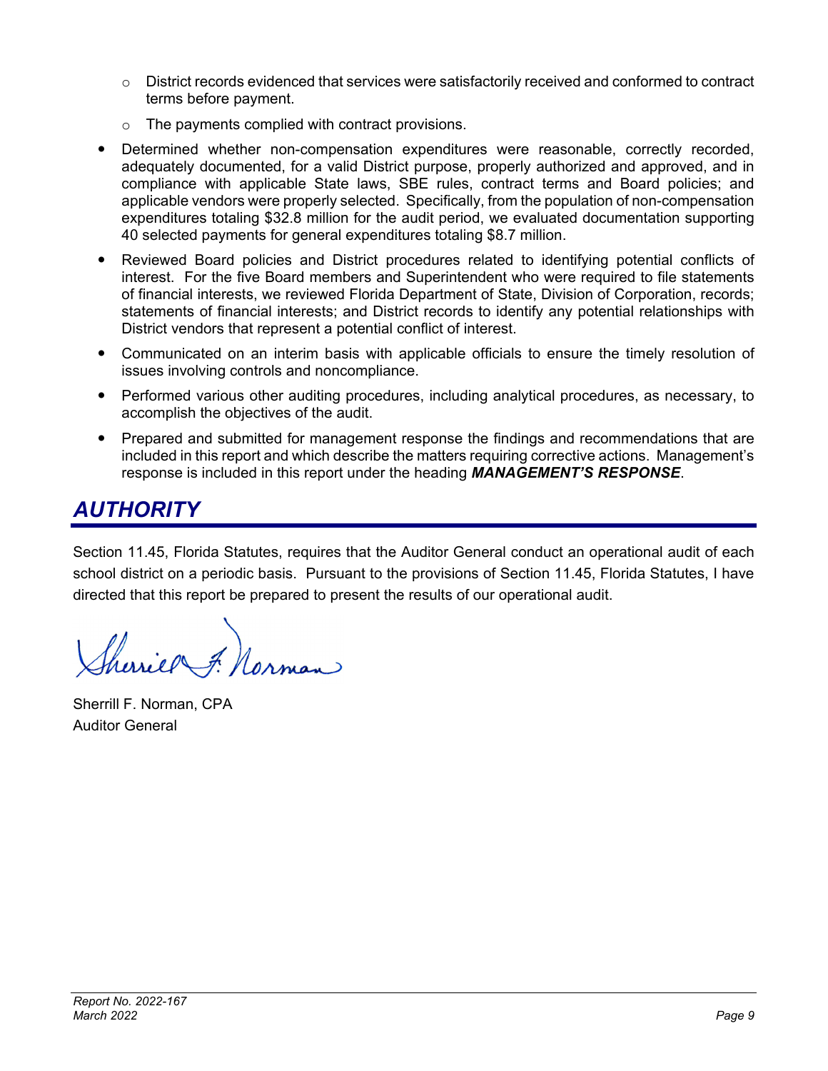- District records evidenced that services were satisfactorily received and conformed to contract terms before payment.
  - The payments complied with contract provisions.
- Determined whether non-compensation expenditures were reasonable, correctly recorded, adequately documented, for a valid District purpose, properly authorized and approved, and in compliance with applicable State laws, SBE rules, contract terms and Board policies; and applicable vendors were properly selected. Specifically, from the population of non-compensation expenditures totaling $32.8 million for the audit period, we evaluated documentation supporting 40 selected payments for general expenditures totaling $8.7 million.
- Reviewed Board policies and District procedures related to identifying potential conflicts of interest. For the five Board members and Superintendent who were required to file statements of financial interests, we reviewed Florida Department of State, Division of Corporation, records; statements of financial interests; and District records to identify any potential relationships with District vendors that represent a potential conflict of interest.
- Communicated on an interim basis with applicable officials to ensure the timely resolution of issues involving controls and noncompliance.
- Performed various other auditing procedures, including analytical procedures, as necessary, to accomplish the objectives of the audit.
- Prepared and submitted for management response the findings and recommendations that are included in this report and which describe the matters requiring corrective actions. Management's response is included in this report under the heading ***MANAGEMENT'S RESPONSE***.

## *AUTHORITY*

Section 11.45, Florida Statutes, requires that the Auditor General conduct an operational audit of each school district on a periodic basis. Pursuant to the provisions of Section 11.45, Florida Statutes, I have directed that this report be prepared to present the results of our operational audit.

Sherrill F. Norman, CPA
Auditor General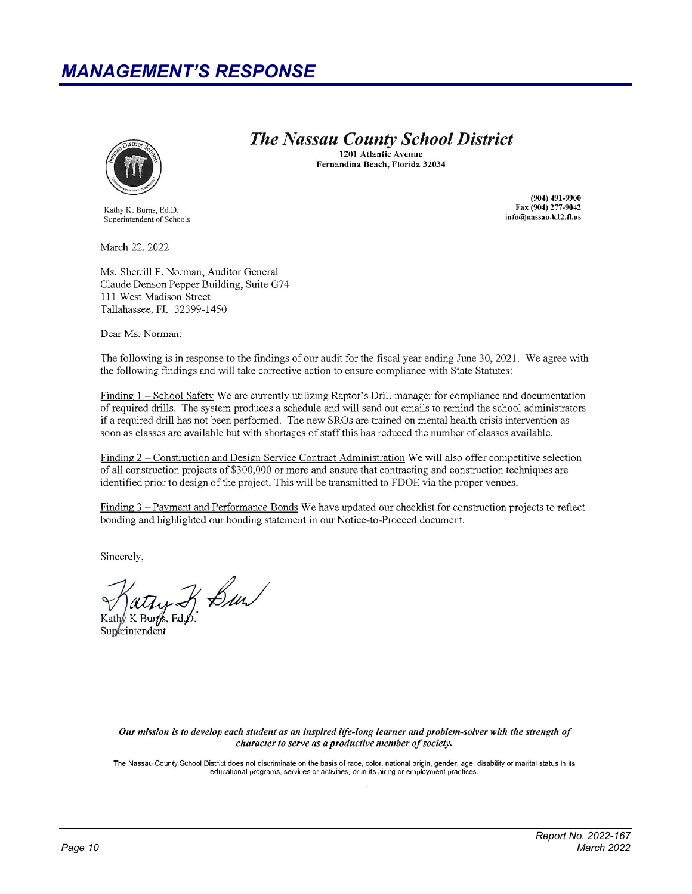# MANAGEMENT'S RESPONSE

## The Nassau County School District

**1201 Atlantic Avenue**
**Fernandina Beach, Florida 32034**

Kathy K. Burns, Ed.D.
Superintendent of Schools

**(904) 491-9900**
**Fax (904) 277-9042**
**info@nassau.k12.fl.us**

March 22, 2022

Ms. Sherrill F. Norman, Auditor General
Claude Denson Pepper Building, Suite G74
111 West Madison Street
Tallahassee, FL 32399-1450

Dear Ms. Norman:

The following is in response to the findings of our audit for the fiscal year ending June 30, 2021. We agree with the following findings and will take corrective action to ensure compliance with State Statutes:

Finding 1 – School Safety We are currently utilizing Raptor's Drill manager for compliance and documentation of required drills. The system produces a schedule and will send out emails to remind the school administrators if a required drill has not been performed. The new SROs are trained on mental health crisis intervention as soon as classes are available but with shortages of staff this has reduced the number of classes available.

Finding 2 – Construction and Design Service Contract Administration We will also offer competitive selection of all construction projects of $300,000 or more and ensure that contracting and construction techniques are identified prior to design of the project. This will be transmitted to FDOE via the proper venues.

Finding 3 – Payment and Performance Bonds We have updated our checklist for construction projects to reflect bonding and highlighted our bonding statement in our Notice-to-Proceed document.

Sincerely,

Kathy K Burns, Ed.D.
Superintendent

***Our mission is to develop each student as an inspired life-long learner and problem-solver with the strength of character to serve as a productive member of society.***

The Nassau County School District does not discriminate on the basis of race, color, national origin, gender, age, disability or marital status in its educational programs, services or activities, or in its hiring or employment practices.